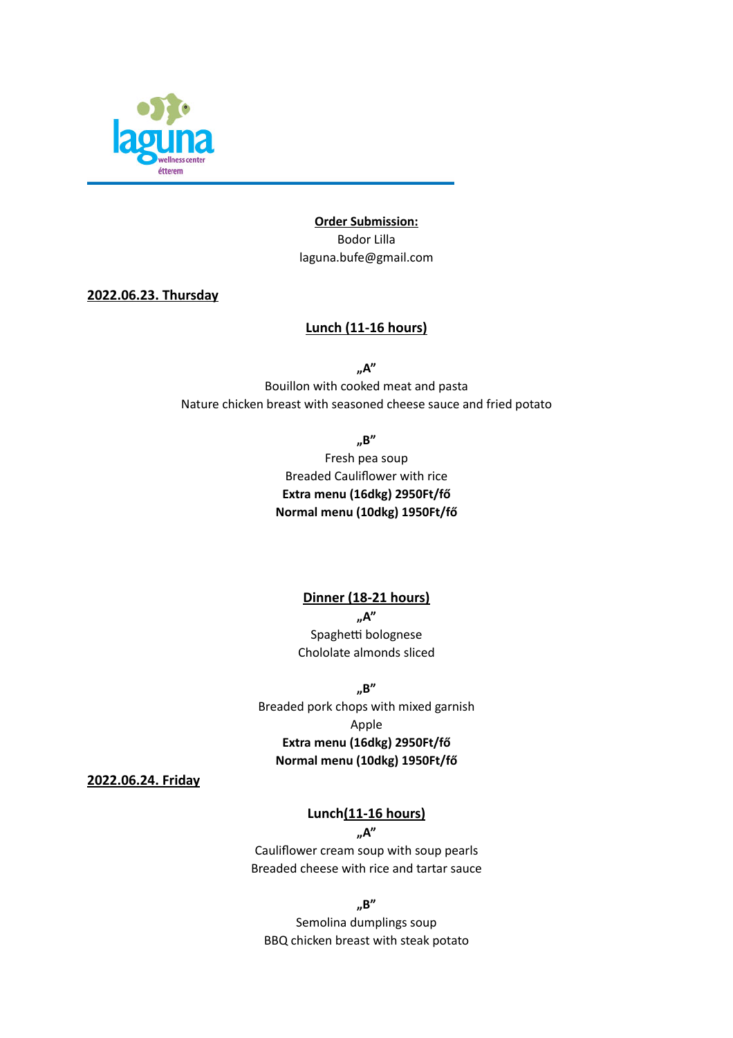**Order Submission:**
Bodor Lilla
laguna.bufe@gmail.com

## 2022.06.23. Thursday

### Lunch (11-16 hours)

**„A"**
Bouillon with cooked meat and pasta
Nature chicken breast with seasoned cheese sauce and fried potato

**„B"**
Fresh pea soup
Breaded Cauliflower with rice
**Extra menu (16dkg) 2950Ft/fő**
**Normal menu (10dkg) 1950Ft/fő**

### Dinner (18-21 hours)

**„A"**
Spaghetti bolognese
Chololate almonds sliced

**„B"**
Breaded pork chops with mixed garnish
Apple
**Extra menu (16dkg) 2950Ft/fő**
**Normal menu (10dkg) 1950Ft/fő**

## 2022.06.24. Friday

### Lunch(11-16 hours)

**„A"**
Cauliflower cream soup with soup pearls
Breaded cheese with rice and tartar sauce

**„B"**
Semolina dumplings soup
BBQ chicken breast with steak potato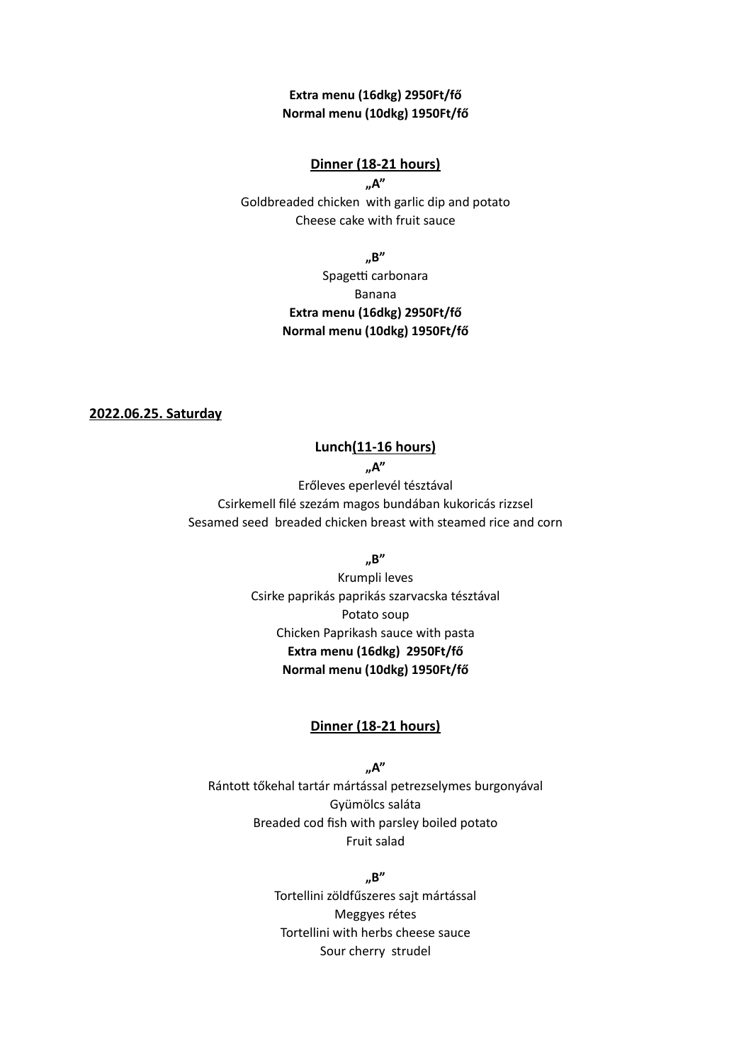**Extra menu (16dkg) 2950Ft/fő**
**Normal menu (10dkg) 1950Ft/fő**

**Dinner (18-21 hours)**

**„A"**

Goldbreaded chicken with garlic dip and potato
Cheese cake with fruit sauce

**„B"**

Spagetti carbonara
Banana
**Extra menu (16dkg) 2950Ft/fő**
**Normal menu (10dkg) 1950Ft/fő**

## 2022.06.25. Saturday

**Lunch(11-16 hours)**

**„A"**

Erőleves eperlevél tésztával
Csirkemell filé szezám magos bundában kukoricás rizzsel
Sesamed seed breaded chicken breast with steamed rice and corn

**„B"**

Krumpli leves
Csirke paprikás paprikás szarvacska tésztával
Potato soup
Chicken Paprikash sauce with pasta
**Extra menu (16dkg) 2950Ft/fő**
**Normal menu (10dkg) 1950Ft/fő**

**Dinner (18-21 hours)**

**„A"**

Rántott tőkehal tartár mártással petrezselymes burgonyával
Gyümölcs saláta
Breaded cod fish with parsley boiled potato
Fruit salad

**„B"**

Tortellini zöldfűszeres sajt mártással
Meggyes rétes
Tortellini with herbs cheese sauce
Sour cherry strudel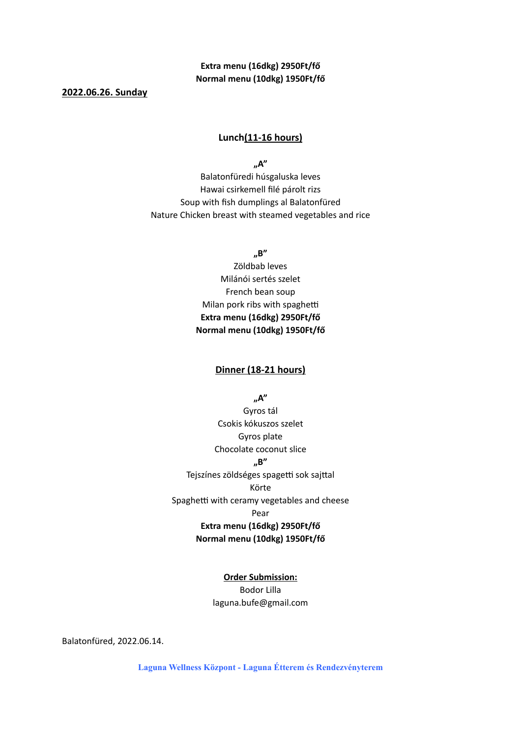**Extra menu (16dkg) 2950Ft/fő**
**Normal menu (10dkg) 1950Ft/fő**

**2022.06.26. Sunday**

## Lunch(11-16 hours)

**„A"**

Balatonfüredi húsgaluska leves
Hawai csirkemell filé párolt rizs
Soup with fish dumplings al Balatonfüred
Nature Chicken breast with steamed vegetables and rice

**„B"**

Zöldbab leves
Milánói sertés szelet
French bean soup
Milan pork ribs with spaghetti
**Extra menu (16dkg) 2950Ft/fő**
**Normal menu (10dkg) 1950Ft/fő**

## Dinner (18-21 hours)

**„A"**

Gyros tál
Csokis kókuszos szelet
Gyros plate
Chocolate coconut slice

**„B"**

Tejszínes zöldséges spagetti sok sajttal
Körte
Spaghetti with ceramy vegetables and cheese
Pear
**Extra menu (16dkg) 2950Ft/fő**
**Normal menu (10dkg) 1950Ft/fő**

**Order Submission:**
Bodor Lilla
laguna.bufe@gmail.com

Balatonfüred, 2022.06.14.

**Laguna Wellness Központ - Laguna Étterem és Rendezvényterem**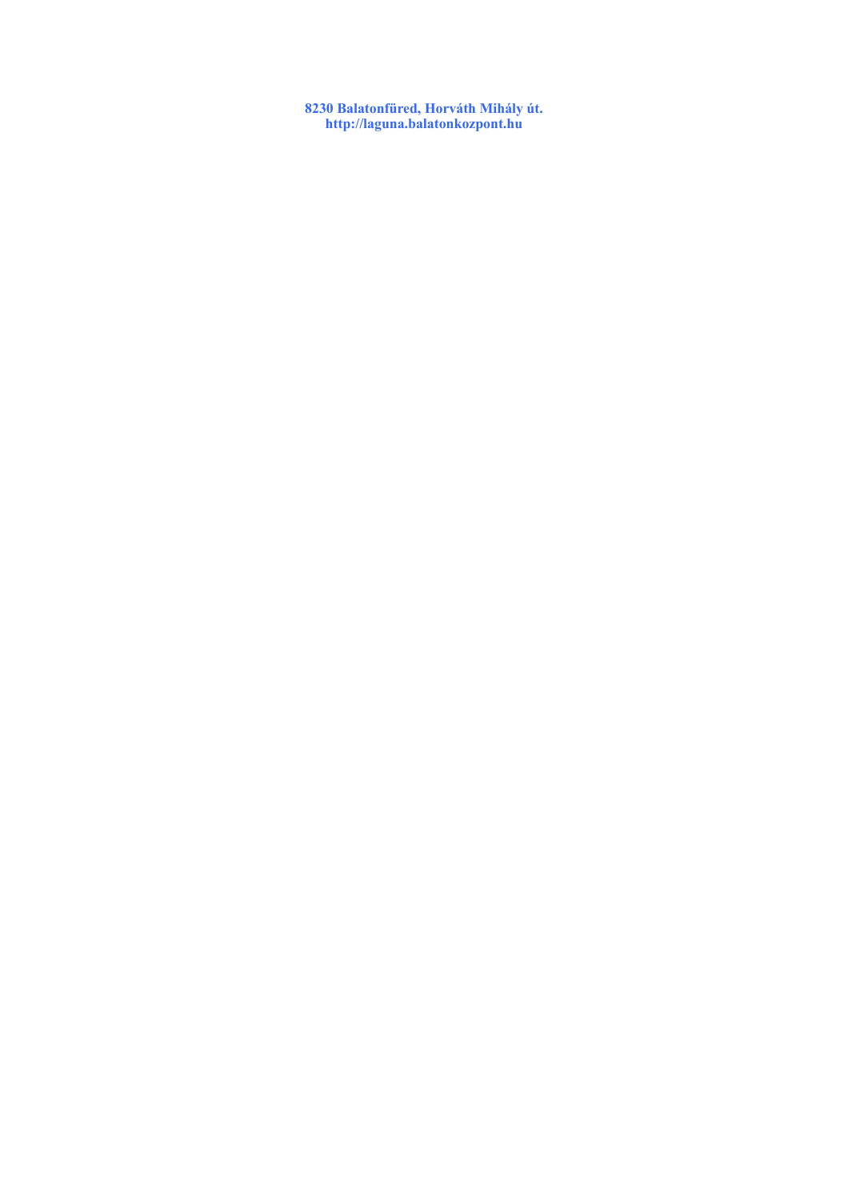**8230 Balatonfüred, Horváth Mihály út.**
**http://laguna.balatonkozpont.hu**